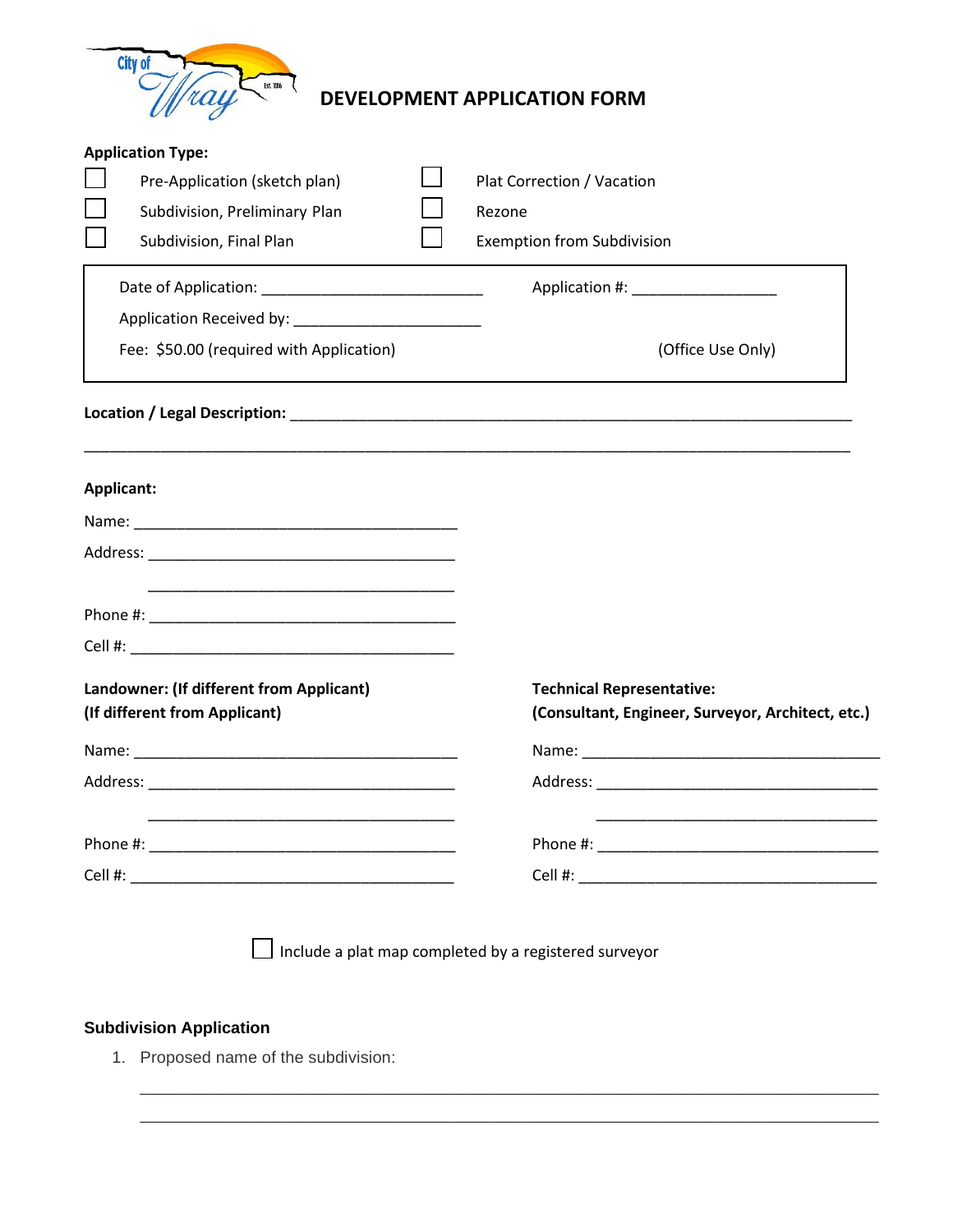# DEVELOPMENT APPLICATION FORM

**Application Type:**

- ☐ Pre-Application (sketch plan)
- ☐ Subdivision, Preliminary Plan
- ☐ Subdivision, Final Plan
- ☐ Plat Correction / Vacation
- ☐ Rezone
- ☐ Exemption from Subdivision

Date of Application: _________________________ Application #: ________________

Application Received by: _____________________

Fee: $50.00 (required with Application) (Office Use Only)

**Location / Legal Description:** ______________________________________________________________

______________________________________________________________________________________

**Applicant:**

Name: ____________________________________

Address: __________________________________

__________________________________

Phone #: __________________________________

Cell #: ____________________________________

**Landowner: (If different from Applicant)**
**(If different from Applicant)**

Name: ____________________________________

Address: __________________________________

__________________________________

Phone #: __________________________________

Cell #: ____________________________________

**Technical Representative:**
**(Consultant, Engineer, Surveyor, Architect, etc.)**

Name: __________________________________

Address: ________________________________

________________________________

Phone #: ________________________________

Cell #: __________________________________

☐ Include a plat map completed by a registered surveyor

## Subdivision Application

1. Proposed name of the subdivision:

______________________________________________________________________________

______________________________________________________________________________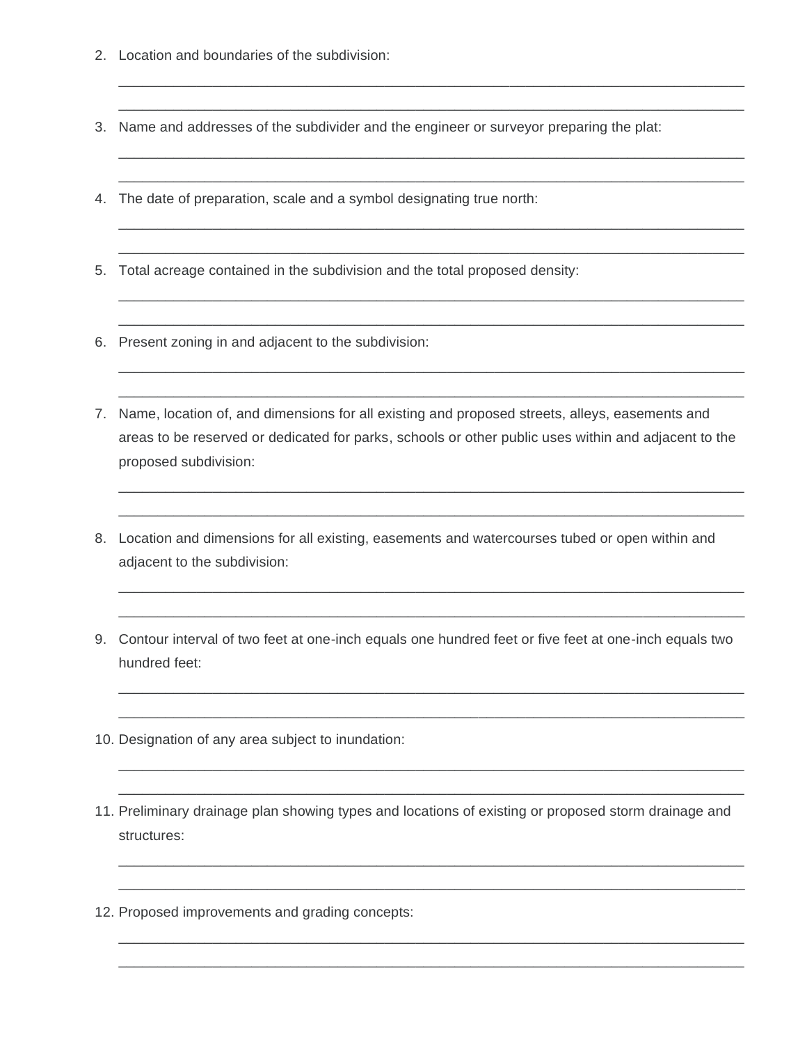2. Location and boundaries of the subdivision:

_______________________________________________________________________________

_______________________________________________________________________________

3. Name and addresses of the subdivider and the engineer or surveyor preparing the plat:

_______________________________________________________________________________

_______________________________________________________________________________

4. The date of preparation, scale and a symbol designating true north:

_______________________________________________________________________________

_______________________________________________________________________________

5. Total acreage contained in the subdivision and the total proposed density:

_______________________________________________________________________________

_______________________________________________________________________________

6. Present zoning in and adjacent to the subdivision:

_______________________________________________________________________________

_______________________________________________________________________________

7. Name, location of, and dimensions for all existing and proposed streets, alleys, easements and areas to be reserved or dedicated for parks, schools or other public uses within and adjacent to the proposed subdivision:

_______________________________________________________________________________

_______________________________________________________________________________

8. Location and dimensions for all existing, easements and watercourses tubed or open within and adjacent to the subdivision:

_______________________________________________________________________________

_______________________________________________________________________________

9. Contour interval of two feet at one-inch equals one hundred feet or five feet at one-inch equals two hundred feet:

_______________________________________________________________________________

_______________________________________________________________________________

10. Designation of any area subject to inundation:

_______________________________________________________________________________

_______________________________________________________________________________

11. Preliminary drainage plan showing types and locations of existing or proposed storm drainage and structures:

_______________________________________________________________________________

_______________________________________________________________________________

12. Proposed improvements and grading concepts:

_______________________________________________________________________________

_______________________________________________________________________________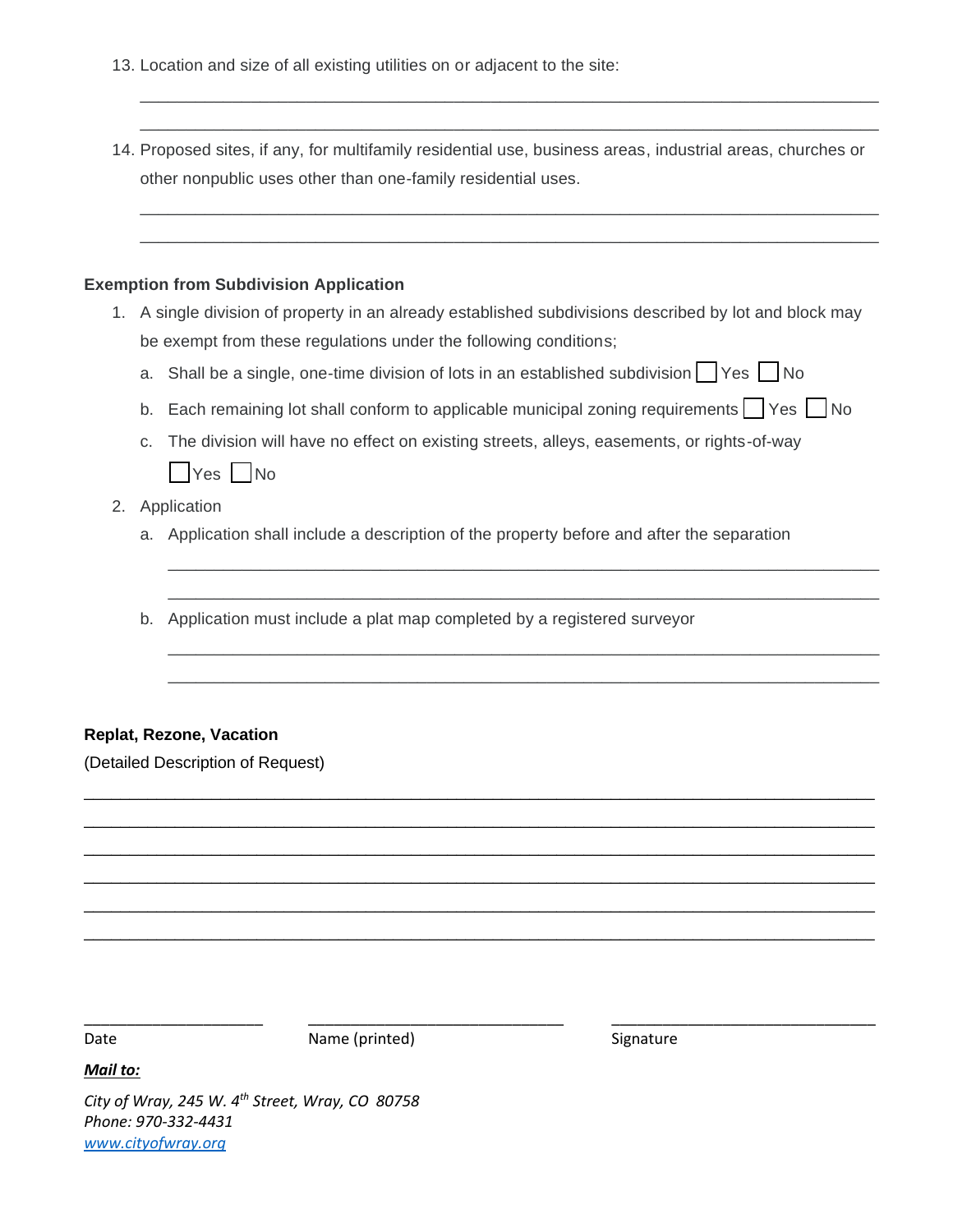13. Location and size of all existing utilities on or adjacent to the site:

    ______________________________________________________________________________

    ______________________________________________________________________________

14. Proposed sites, if any, for multifamily residential use, business areas, industrial areas, churches or other nonpublic uses other than one-family residential uses.

    ______________________________________________________________________________

    ______________________________________________________________________________

**Exemption from Subdivision Application**

1. A single division of property in an already established subdivisions described by lot and block may be exempt from these regulations under the following conditions;
   a. Shall be a single, one-time division of lots in an established subdivision ☐ Yes ☐ No
   b. Each remaining lot shall conform to applicable municipal zoning requirements ☐ Yes ☐ No
   c. The division will have no effect on existing streets, alleys, easements, or rights-of-way ☐ Yes ☐ No
2. Application
   a. Application shall include a description of the property before and after the separation

      ______________________________________________________________________________

      ______________________________________________________________________________

   b. Application must include a plat map completed by a registered surveyor

      ______________________________________________________________________________

      ______________________________________________________________________________

**Replat, Rezone, Vacation**

(Detailed Description of Request)

______________________________________________________________________________

______________________________________________________________________________

______________________________________________________________________________

______________________________________________________________________________

______________________________________________________________________________

______________________________________________________________________________

| | | |
|---|---|---|
| ____________________ | ____________________ | ____________________ |
| Date | Name (printed) | Signature |

***Mail to:***

*City of Wray, 245 W. 4th Street, Wray, CO 80758*
*Phone: 970-332-4431*
*www.cityofwray.org*